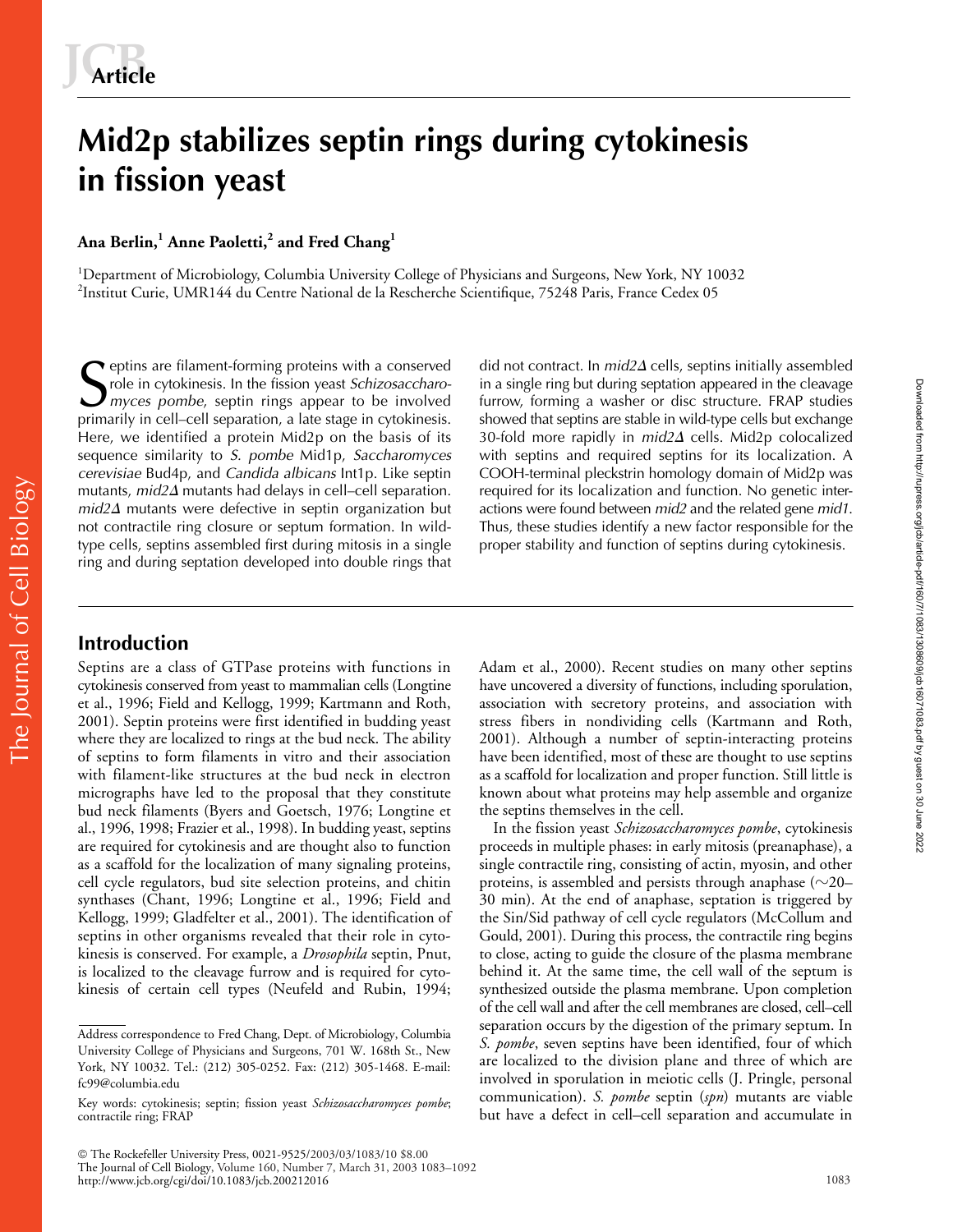Article

# Mid2p stabilizes septin rings during cytokinesis in fission yeast

**Ana Berlin,[1] Anne Paoletti,[2] and Fred Chang[1]**

[1]Department of Microbiology, Columbia University College of Physicians and Surgeons, New York, NY 10032
[2]Institut Curie, UMR144 du Centre National de la Rescherche Scientifique, 75248 Paris, France Cedex 05

Septins are filament-forming proteins with a conserved role in cytokinesis. In the fission yeast *Schizosaccharomyces pombe*, septin rings appear to be involved primarily in cell–cell separation, a late stage in cytokinesis. Here, we identified a protein Mid2p on the basis of its sequence similarity to *S. pombe* Mid1p, *Saccharomyces cerevisiae* Bud4p, and *Candida albicans* Int1p. Like septin mutants, *mid2Δ* mutants had delays in cell–cell separation. *mid2Δ* mutants were defective in septin organization but not contractile ring closure or septum formation. In wild-type cells, septins assembled first during mitosis in a single ring and during septation developed into double rings that did not contract. In *mid2Δ* cells, septins initially assembled in a single ring but during septation appeared in the cleavage furrow, forming a washer or disc structure. FRAP studies showed that septins are stable in wild-type cells but exchange 30-fold more rapidly in *mid2Δ* cells. Mid2p colocalized with septins and required septins for its localization. A COOH-terminal pleckstrin homology domain of Mid2p was required for its localization and function. No genetic interactions were found between *mid2* and the related gene *mid1*. Thus, these studies identify a new factor responsible for the proper stability and function of septins during cytokinesis.

## Introduction

Septins are a class of GTPase proteins with functions in cytokinesis conserved from yeast to mammalian cells (Longtine et al., 1996; Field and Kellogg, 1999; Kartmann and Roth, 2001). Septin proteins were first identified in budding yeast where they are localized to rings at the bud neck. The ability of septins to form filaments in vitro and their association with filament-like structures at the bud neck in electron micrographs have led to the proposal that they constitute bud neck filaments (Byers and Goetsch, 1976; Longtine et al., 1996, 1998; Frazier et al., 1998). In budding yeast, septins are required for cytokinesis and are thought also to function as a scaffold for the localization of many signaling proteins, cell cycle regulators, bud site selection proteins, and chitin synthases (Chant, 1996; Longtine et al., 1996; Field and Kellogg, 1999; Gladfelter et al., 2001). The identification of septins in other organisms revealed that their role in cytokinesis is conserved. For example, a *Drosophila* septin, Pnut, is localized to the cleavage furrow and is required for cytokinesis of certain cell types (Neufeld and Rubin, 1994; Adam et al., 2000). Recent studies on many other septins have uncovered a diversity of functions, including sporulation, association with secretory proteins, and association with stress fibers in nondividing cells (Kartmann and Roth, 2001). Although a number of septin-interacting proteins have been identified, most of these are thought to use septins as a scaffold for localization and proper function. Still little is known about what proteins may help assemble and organize the septins themselves in the cell.

In the fission yeast *Schizosaccharomyces pombe*, cytokinesis proceeds in multiple phases: in early mitosis (preanaphase), a single contractile ring, consisting of actin, myosin, and other proteins, is assembled and persists through anaphase (~20–30 min). At the end of anaphase, septation is triggered by the Sin/Sid pathway of cell cycle regulators (McCollum and Gould, 2001). During this process, the contractile ring begins to close, acting to guide the closure of the plasma membrane behind it. At the same time, the cell wall of the septum is synthesized outside the plasma membrane. Upon completion of the cell wall and after the cell membranes are closed, cell–cell separation occurs by the digestion of the primary septum. In *S. pombe*, seven septins have been identified, four of which are localized to the division plane and three of which are involved in sporulation in meiotic cells (J. Pringle, personal communication). *S. pombe* septin (*spn*) mutants are viable but have a defect in cell–cell separation and accumulate in

Address correspondence to Fred Chang, Dept. of Microbiology, Columbia University College of Physicians and Surgeons, 701 W. 168th St., New York, NY 10032. Tel.: (212) 305-0252. Fax: (212) 305-1468. E-mail: fc99@columbia.edu

Key words: cytokinesis; septin; fission yeast *Schizosaccharomyces pombe*; contractile ring; FRAP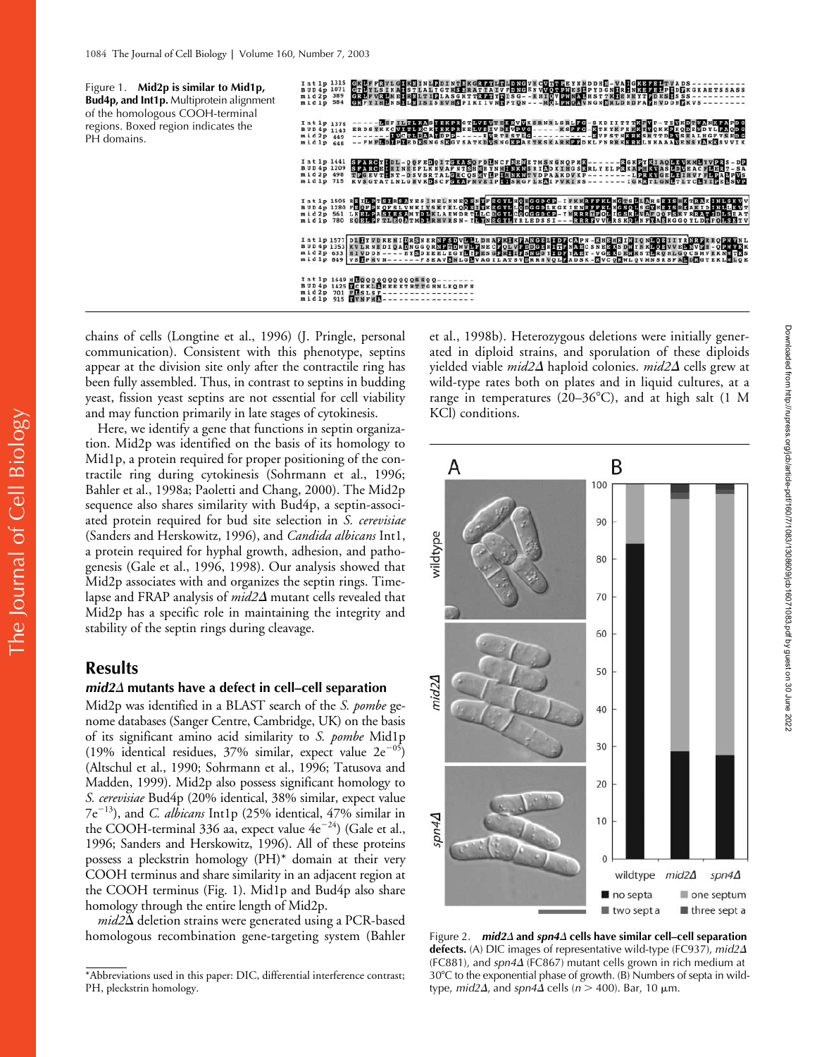Figure 1. **Mid2p is similar to Mid1p, Bud4p, and Int1p.** Multiprotein alignment of the homologous COOH-terminal regions. Boxed region indicates the PH domains.

chains of cells (Longtine et al., 1996) (J. Pringle, personal communication). Consistent with this phenotype, septins appear at the division site only after the contractile ring has been fully assembled. Thus, in contrast to septins in budding yeast, fission yeast septins are not essential for cell viability and may function primarily in late stages of cytokinesis.

Here, we identify a gene that functions in septin organization. Mid2p was identified on the basis of its homology to Mid1p, a protein required for proper positioning of the contractile ring during cytokinesis (Sohrmann et al., 1996; Bahler et al., 1998a; Paoletti and Chang, 2000). The Mid2p sequence also shares similarity with Bud4p, a septin-associated protein required for bud site selection in *S. cerevisiae* (Sanders and Herskowitz, 1996), and *Candida albicans* Int1, a protein required for hyphal growth, adhesion, and pathogenesis (Gale et al., 1996, 1998). Our analysis showed that Mid2p associates with and organizes the septin rings. Time-lapse and FRAP analysis of *mid2Δ* mutant cells revealed that Mid2p has a specific role in maintaining the integrity and stability of the septin rings during cleavage.

## Results

### *mid2Δ* mutants have a defect in cell–cell separation

Mid2p was identified in a BLAST search of the *S. pombe* genome databases (Sanger Centre, Cambridge, UK) on the basis of its significant amino acid similarity to *S. pombe* Mid1p (19% identical residues, 37% similar, expect value $2e^{-05}$) (Altschul et al., 1990; Sohrmann et al., 1996; Tatusova and Madden, 1999). Mid2p also possess significant homology to *S. cerevisiae* Bud4p (20% identical, 38% similar, expect value $7e^{-13}$), and *C. albicans* Int1p (25% identical, 47% similar in the COOH-terminal 336 aa, expect value $4e^{-24}$) (Gale et al., 1996; Sanders and Herskowitz, 1996). All of these proteins possess a pleckstrin homology (PH)* domain at their very COOH terminus and share similarity in an adjacent region at the COOH terminus (Fig. 1). Mid1p and Bud4p also share homology through the entire length of Mid2p.

*mid2Δ* deletion strains were generated using a PCR-based homologous recombination gene-targeting system (Bahler et al., 1998b). Heterozygous deletions were initially generated in diploid strains, and sporulation of these diploids yielded viable *mid2Δ* haploid colonies. *mid2Δ* cells grew at wild-type rates both on plates and in liquid cultures, at a range in temperatures (20–36°C), and at high salt (1 M KCl) conditions.

Figure 2. ***mid2Δ* and *spn4Δ* cells have similar cell–cell separation defects.** (A) DIC images of representative wild-type (FC937), *mid2Δ* (FC881), and *spn4Δ* (FC867) mutant cells grown in rich medium at 30°C to the exponential phase of growth. (B) Numbers of septa in wild-type, *mid2Δ*, and *spn4Δ* cells (n > 400). Bar, 10 μm.

*Abbreviations used in this paper: DIC, differential interference contrast; PH, pleckstrin homology.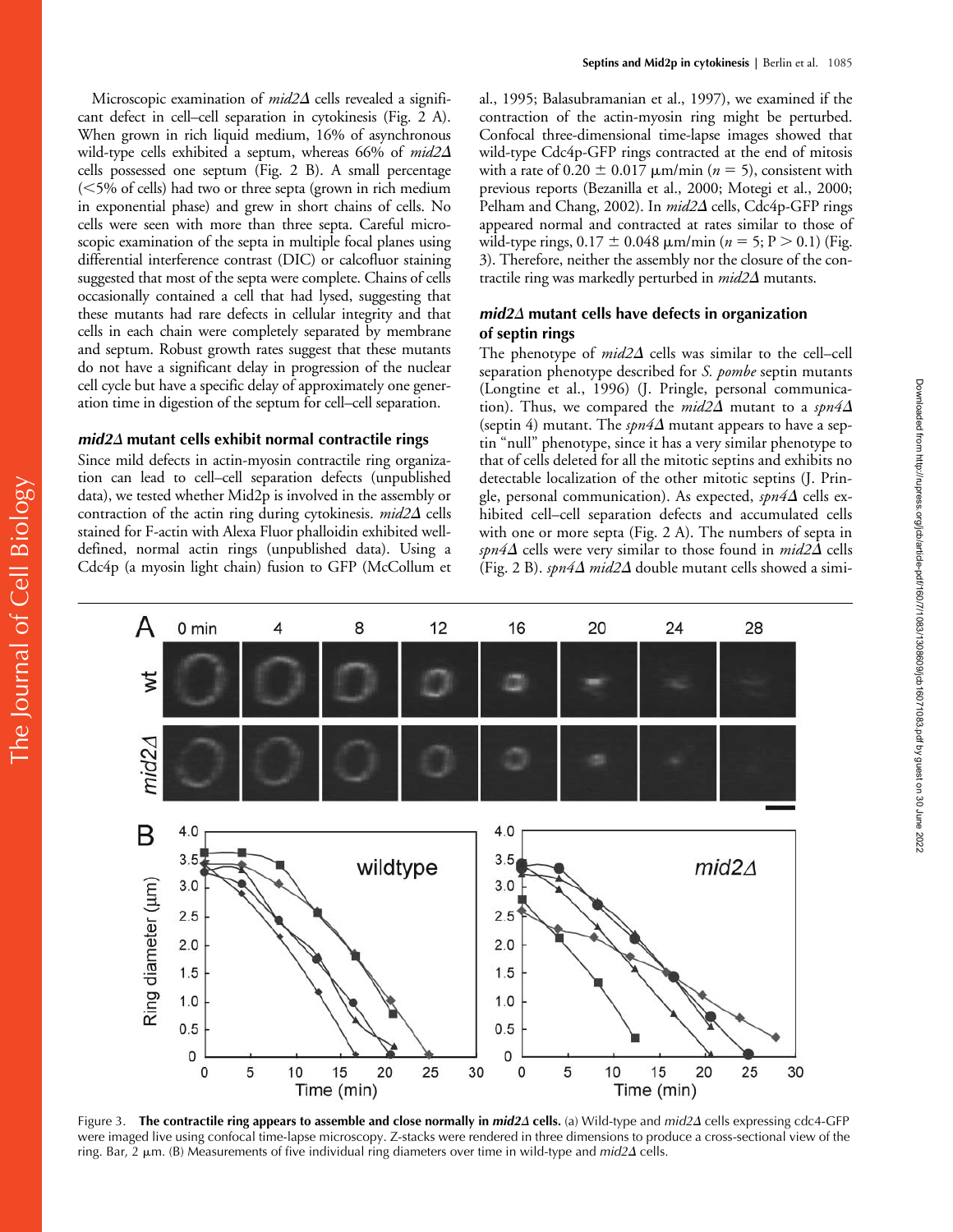Microscopic examination of *mid2Δ* cells revealed a significant defect in cell–cell separation in cytokinesis (Fig. 2 A). When grown in rich liquid medium, 16% of asynchronous wild-type cells exhibited a septum, whereas 66% of *mid2Δ* cells possessed one septum (Fig. 2 B). A small percentage (<5% of cells) had two or three septa (grown in rich medium in exponential phase) and grew in short chains of cells. No cells were seen with more than three septa. Careful microscopic examination of the septa in multiple focal planes using differential interference contrast (DIC) or calcofluor staining suggested that most of the septa were complete. Chains of cells occasionally contained a cell that had lysed, suggesting that these mutants had rare defects in cellular integrity and that cells in each chain were completely separated by membrane and septum. Robust growth rates suggest that these mutants do not have a significant delay in progression of the nuclear cell cycle but have a specific delay of approximately one generation time in digestion of the septum for cell–cell separation.

### *mid2Δ* mutant cells exhibit normal contractile rings

Since mild defects in actin-myosin contractile ring organization can lead to cell–cell separation defects (unpublished data), we tested whether Mid2p is involved in the assembly or contraction of the actin ring during cytokinesis. *mid2Δ* cells stained for F-actin with Alexa Fluor phalloidin exhibited well-defined, normal actin rings (unpublished data). Using a Cdc4p (a myosin light chain) fusion to GFP (McCollum et al., 1995; Balasubramanian et al., 1997), we examined if the contraction of the actin-myosin ring might be perturbed. Confocal three-dimensional time-lapse images showed that wild-type Cdc4p-GFP rings contracted at the end of mitosis with a rate of $0.20 \pm 0.017$ μm/min ($n = 5$), consistent with previous reports (Bezanilla et al., 2000; Motegi et al., 2000; Pelham and Chang, 2002). In *mid2Δ* cells, Cdc4p-GFP rings appeared normal and contracted at rates similar to those of wild-type rings, $0.17 \pm 0.048$ μm/min ($n = 5$; $P > 0.1$) (Fig. 3). Therefore, neither the assembly nor the closure of the contractile ring was markedly perturbed in *mid2Δ* mutants.

### *mid2Δ* mutant cells have defects in organization of septin rings

The phenotype of *mid2Δ* cells was similar to the cell–cell separation phenotype described for *S. pombe* septin mutants (Longtine et al., 1996) (J. Pringle, personal communication). Thus, we compared the *mid2Δ* mutant to a *spn4Δ* (septin 4) mutant. The *spn4Δ* mutant appears to have a septin "null" phenotype, since it has a very similar phenotype to that of cells deleted for all the mitotic septins and exhibits no detectable localization of the other mitotic septins (J. Pringle, personal communication). As expected, *spn4Δ* cells exhibited cell–cell separation defects and accumulated cells with one or more septa (Fig. 2 A). The numbers of septa in *spn4Δ* cells were very similar to those found in *mid2Δ* cells (Fig. 2 B). *spn4Δ mid2Δ* double mutant cells showed a simi-

Figure 3. **The contractile ring appears to assemble and close normally in *mid2Δ* cells.** (a) Wild-type and *mid2Δ* cells expressing cdc4-GFP were imaged live using confocal time-lapse microscopy. Z-stacks were rendered in three dimensions to produce a cross-sectional view of the ring. Bar, 2 μm. (B) Measurements of five individual ring diameters over time in wild-type and *mid2Δ* cells.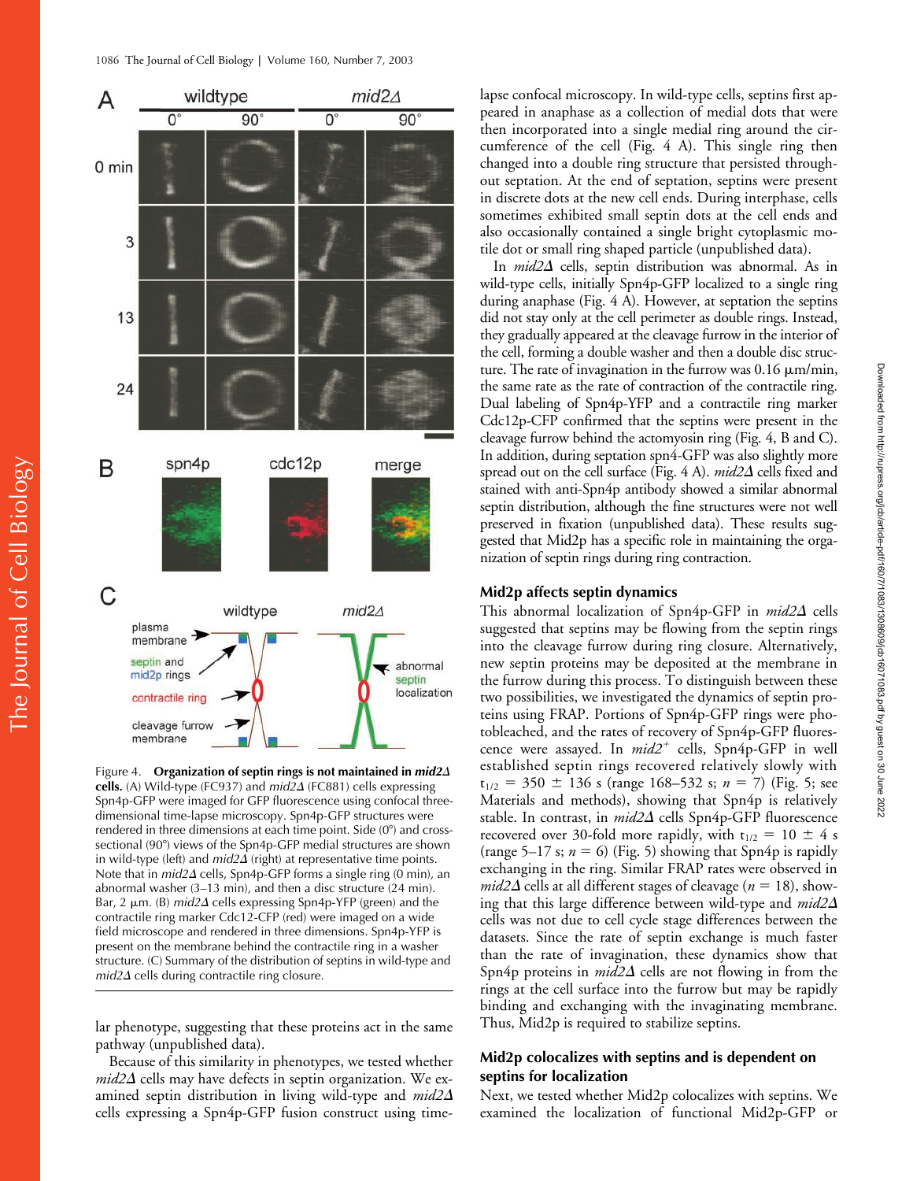Figure 4. **Organization of septin rings is not maintained in *mid2Δ* cells.** (A) Wild-type (FC937) and *mid2Δ* (FC881) cells expressing Spn4p-GFP were imaged for GFP fluorescence using confocal three-dimensional time-lapse microscopy. Spn4p-GFP structures were rendered in three dimensions at each time point. Side (0°) and cross-sectional (90°) views of the Spn4p-GFP medial structures are shown in wild-type (left) and *mid2Δ* (right) at representative time points. Note that in *mid2Δ* cells, Spn4p-GFP forms a single ring (0 min), an abnormal washer (3–13 min), and then a disc structure (24 min). Bar, 2 μm. (B) *mid2Δ* cells expressing Spn4p-YFP (green) and the contractile ring marker Cdc12-CFP (red) were imaged on a wide field microscope and rendered in three dimensions. Spn4p-YFP is present on the membrane behind the contractile ring in a washer structure. (C) Summary of the distribution of septins in wild-type and *mid2Δ* cells during contractile ring closure.

lar phenotype, suggesting that these proteins act in the same pathway (unpublished data).

Because of this similarity in phenotypes, we tested whether *mid2Δ* cells may have defects in septin organization. We examined septin distribution in living wild-type and *mid2Δ* cells expressing a Spn4p-GFP fusion construct using time-lapse confocal microscopy. In wild-type cells, septins first appeared in anaphase as a collection of medial dots that were then incorporated into a single medial ring around the circumference of the cell (Fig. 4 A). This single ring then changed into a double ring structure that persisted throughout septation. At the end of septation, septins were present in discrete dots at the new cell ends. During interphase, cells sometimes exhibited small septin dots at the cell ends and also occasionally contained a single bright cytoplasmic motile dot or small ring shaped particle (unpublished data).

In *mid2Δ* cells, septin distribution was abnormal. As in wild-type cells, initially Spn4p-GFP localized to a single ring during anaphase (Fig. 4 A). However, at septation the septins did not stay only at the cell perimeter as double rings. Instead, they gradually appeared at the cleavage furrow in the interior of the cell, forming a double washer and then a double disc structure. The rate of invagination in the furrow was 0.16 μm/min, the same rate as the rate of contraction of the contractile ring. Dual labeling of Spn4p-YFP and a contractile ring marker Cdc12p-CFP confirmed that the septins were present in the cleavage furrow behind the actomyosin ring (Fig. 4, B and C). In addition, during septation spn4-GFP was also slightly more spread out on the cell surface (Fig. 4 A). *mid2Δ* cells fixed and stained with anti-Spn4p antibody showed a similar abnormal septin distribution, although the fine structures were not well preserved in fixation (unpublished data). These results suggested that Mid2p has a specific role in maintaining the organization of septin rings during ring contraction.

### Mid2p affects septin dynamics

This abnormal localization of Spn4p-GFP in *mid2Δ* cells suggested that septins may be flowing from the septin rings into the cleavage furrow during ring closure. Alternatively, new septin proteins may be deposited at the membrane in the furrow during this process. To distinguish between these two possibilities, we investigated the dynamics of septin proteins using FRAP. Portions of Spn4p-GFP rings were photobleached, and the rates of recovery of Spn4p-GFP fluorescence were assayed. In *mid2*$^+$ cells, Spn4p-GFP in well established septin rings recovered relatively slowly with $t_{1/2}$ = 350 ± 136 s (range 168–532 s; *n* = 7) (Fig. 5; see Materials and methods), showing that Spn4p is relatively stable. In contrast, in *mid2Δ* cells Spn4p-GFP fluorescence recovered over 30-fold more rapidly, with $t_{1/2}$ = 10 ± 4 s (range 5–17 s; *n* = 6) (Fig. 5) showing that Spn4p is rapidly exchanging in the ring. Similar FRAP rates were observed in *mid2Δ* cells at all different stages of cleavage (*n* = 18), showing that this large difference between wild-type and *mid2Δ* cells was not due to cell cycle stage differences between the datasets. Since the rate of septin exchange is much faster than the rate of invagination, these dynamics show that Spn4p proteins in *mid2Δ* cells are not flowing in from the rings at the cell surface into the furrow but may be rapidly binding and exchanging with the invaginating membrane. Thus, Mid2p is required to stabilize septins.

### Mid2p colocalizes with septins and is dependent on septins for localization

Next, we tested whether Mid2p colocalizes with septins. We examined the localization of functional Mid2p-GFP or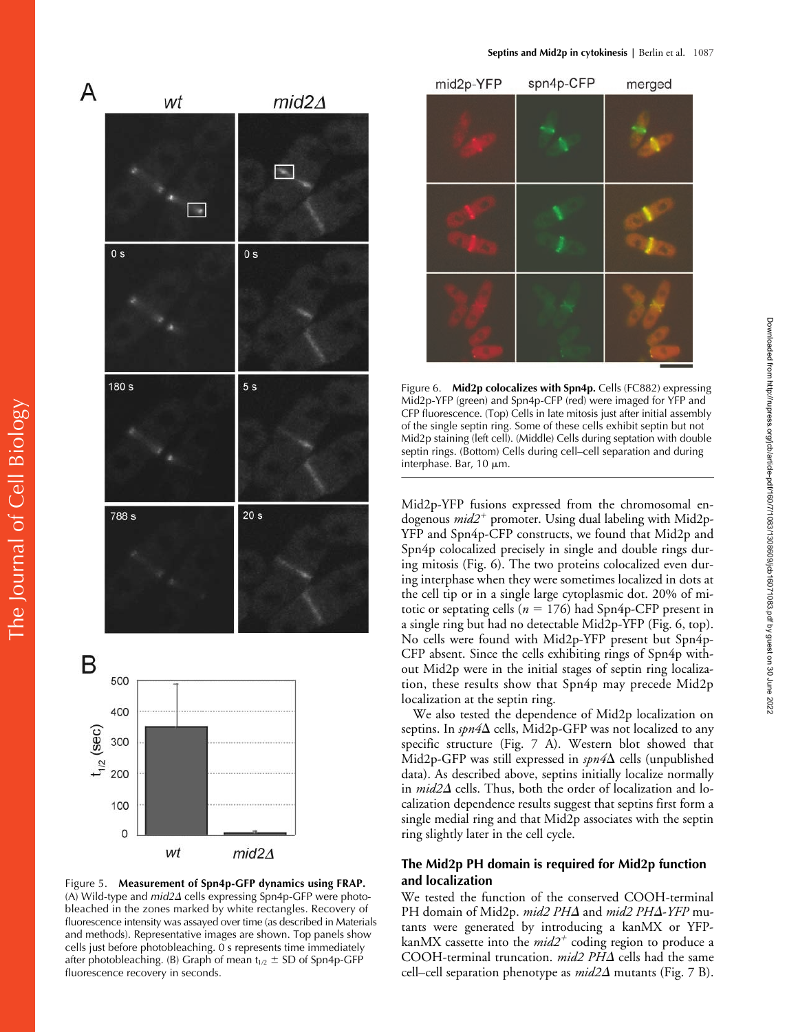Figure 5. **Measurement of Spn4p-GFP dynamics using FRAP.** (A) Wild-type and *mid2Δ* cells expressing Spn4p-GFP were photobleached in the zones marked by white rectangles. Recovery of fluorescence intensity was assayed over time (as described in Materials and methods). Representative images are shown. Top panels show cells just before photobleaching. 0 s represents time immediately after photobleaching. (B) Graph of mean $t_{1/2}$ ± SD of Spn4p-GFP fluorescence recovery in seconds.

Figure 6. **Mid2p colocalizes with Spn4p.** Cells (FC882) expressing Mid2p-YFP (green) and Spn4p-CFP (red) were imaged for YFP and CFP fluorescence. (Top) Cells in late mitosis just after initial assembly of the single septin ring. Some of these cells exhibit septin but not Mid2p staining (left cell). (Middle) Cells during septation with double septin rings. (Bottom) Cells during cell–cell separation and during interphase. Bar, 10 μm.

Mid2p-YFP fusions expressed from the chromosomal endogenous *mid2*$^+$ promoter. Using dual labeling with Mid2p-YFP and Spn4p-CFP constructs, we found that Mid2p and Spn4p colocalized precisely in single and double rings during mitosis (Fig. 6). The two proteins colocalized even during interphase when they were sometimes localized in dots at the cell tip or in a single large cytoplasmic dot. 20% of mitotic or septating cells ($n$ = 176) had Spn4p-CFP present in a single ring but had no detectable Mid2p-YFP (Fig. 6, top). No cells were found with Mid2p-YFP present but Spn4p-CFP absent. Since the cells exhibiting rings of Spn4p without Mid2p were in the initial stages of septin ring localization, these results show that Spn4p may precede Mid2p localization at the septin ring.

We also tested the dependence of Mid2p localization on septins. In *spn4Δ* cells, Mid2p-GFP was not localized to any specific structure (Fig. 7 A). Western blot showed that Mid2p-GFP was still expressed in *spn4Δ* cells (unpublished data). As described above, septins initially localize normally in *mid2Δ* cells. Thus, both the order of localization and localization dependence results suggest that septins first form a single medial ring and that Mid2p associates with the septin ring slightly later in the cell cycle.

## The Mid2p PH domain is required for Mid2p function and localization

We tested the function of the conserved COOH-terminal PH domain of Mid2p. *mid2 PHΔ* and *mid2 PHΔ-YFP* mutants were generated by introducing a kanMX or YFP-kanMX cassette into the *mid2*$^+$ coding region to produce a COOH-terminal truncation. *mid2 PHΔ* cells had the same cell–cell separation phenotype as *mid2Δ* mutants (Fig. 7 B).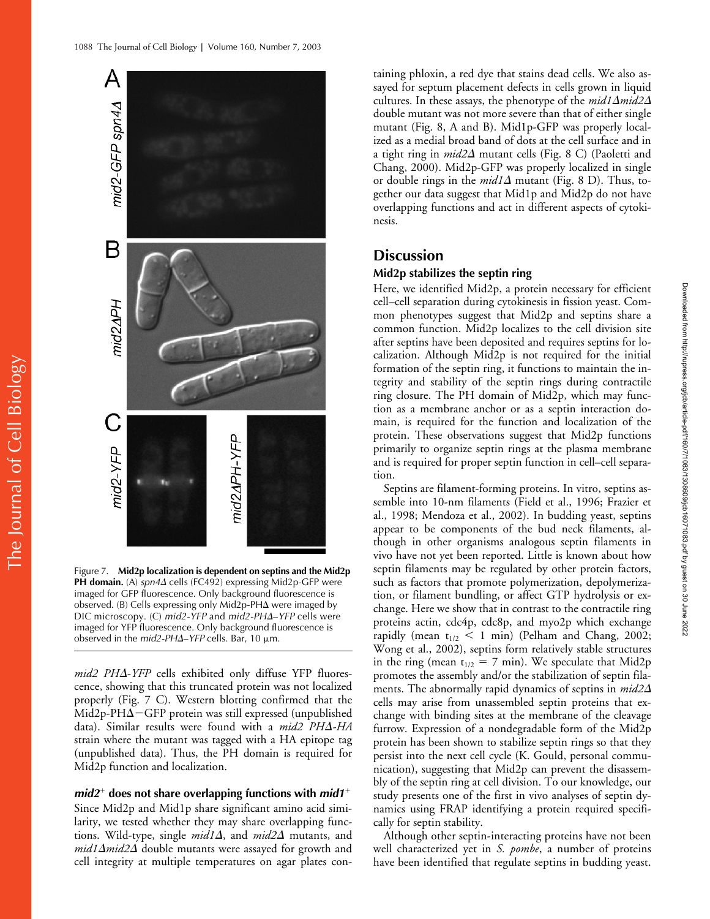Figure 7. **Mid2p localization is dependent on septins and the Mid2p PH domain.** (A) *spn4Δ* cells (FC492) expressing Mid2p-GFP were imaged for GFP fluorescence. Only background fluorescence is observed. (B) Cells expressing only Mid2p-PHΔ were imaged by DIC microscopy. (C) *mid2-YFP* and *mid2-PHΔ–YFP* cells were imaged for YFP fluorescence. Only background fluorescence is observed in the *mid2-PHΔ–YFP* cells. Bar, 10 μm.

*mid2 PHΔ-YFP* cells exhibited only diffuse YFP fluorescence, showing that this truncated protein was not localized properly (Fig. 7 C). Western blotting confirmed that the Mid2p-PHΔ−GFP protein was still expressed (unpublished data). Similar results were found with a *mid2 PHΔ-HA* strain where the mutant was tagged with a HA epitope tag (unpublished data). Thus, the PH domain is required for Mid2p function and localization.

### *mid2*⁺ does not share overlapping functions with *mid1*⁺

Since Mid2p and Mid1p share significant amino acid similarity, we tested whether they may share overlapping functions. Wild-type, single *mid1Δ*, and *mid2Δ* mutants, and *mid1Δmid2Δ* double mutants were assayed for growth and cell integrity at multiple temperatures on agar plates containing phloxin, a red dye that stains dead cells. We also assayed for septum placement defects in cells grown in liquid cultures. In these assays, the phenotype of the *mid1Δmid2Δ* double mutant was not more severe than that of either single mutant (Fig. 8, A and B). Mid1p-GFP was properly localized as a medial broad band of dots at the cell surface and in a tight ring in *mid2Δ* mutant cells (Fig. 8 C) (Paoletti and Chang, 2000). Mid2p-GFP was properly localized in single or double rings in the *mid1Δ* mutant (Fig. 8 D). Thus, together our data suggest that Mid1p and Mid2p do not have overlapping functions and act in different aspects of cytokinesis.

## Discussion

### Mid2p stabilizes the septin ring

Here, we identified Mid2p, a protein necessary for efficient cell–cell separation during cytokinesis in fission yeast. Common phenotypes suggest that Mid2p and septins share a common function. Mid2p localizes to the cell division site after septins have been deposited and requires septins for localization. Although Mid2p is not required for the initial formation of the septin ring, it functions to maintain the integrity and stability of the septin rings during contractile ring closure. The PH domain of Mid2p, which may function as a membrane anchor or as a septin interaction domain, is required for the function and localization of the protein. These observations suggest that Mid2p functions primarily to organize septin rings at the plasma membrane and is required for proper septin function in cell–cell separation.

Septins are filament-forming proteins. In vitro, septins assemble into 10-nm filaments (Field et al., 1996; Frazier et al., 1998; Mendoza et al., 2002). In budding yeast, septins appear to be components of the bud neck filaments, although in other organisms analogous septin filaments in vivo have not yet been reported. Little is known about how septin filaments may be regulated by other protein factors, such as factors that promote polymerization, depolymerization, or filament bundling, or affect GTP hydrolysis or exchange. Here we show that in contrast to the contractile ring proteins actin, cdc4p, cdc8p, and myo2p which exchange rapidly (mean $t_{1/2} < 1$ min) (Pelham and Chang, 2002; Wong et al., 2002), septins form relatively stable structures in the ring (mean $t_{1/2} = 7$ min). We speculate that Mid2p promotes the assembly and/or the stabilization of septin filaments. The abnormally rapid dynamics of septins in *mid2Δ* cells may arise from unassembled septin proteins that exchange with binding sites at the membrane of the cleavage furrow. Expression of a nondegradable form of the Mid2p protein has been shown to stabilize septin rings so that they persist into the next cell cycle (K. Gould, personal communication), suggesting that Mid2p can prevent the disassembly of the septin ring at cell division. To our knowledge, our study presents one of the first in vivo analyses of septin dynamics using FRAP identifying a protein required specifically for septin stability.

Although other septin-interacting proteins have not been well characterized yet in *S. pombe*, a number of proteins have been identified that regulate septins in budding yeast.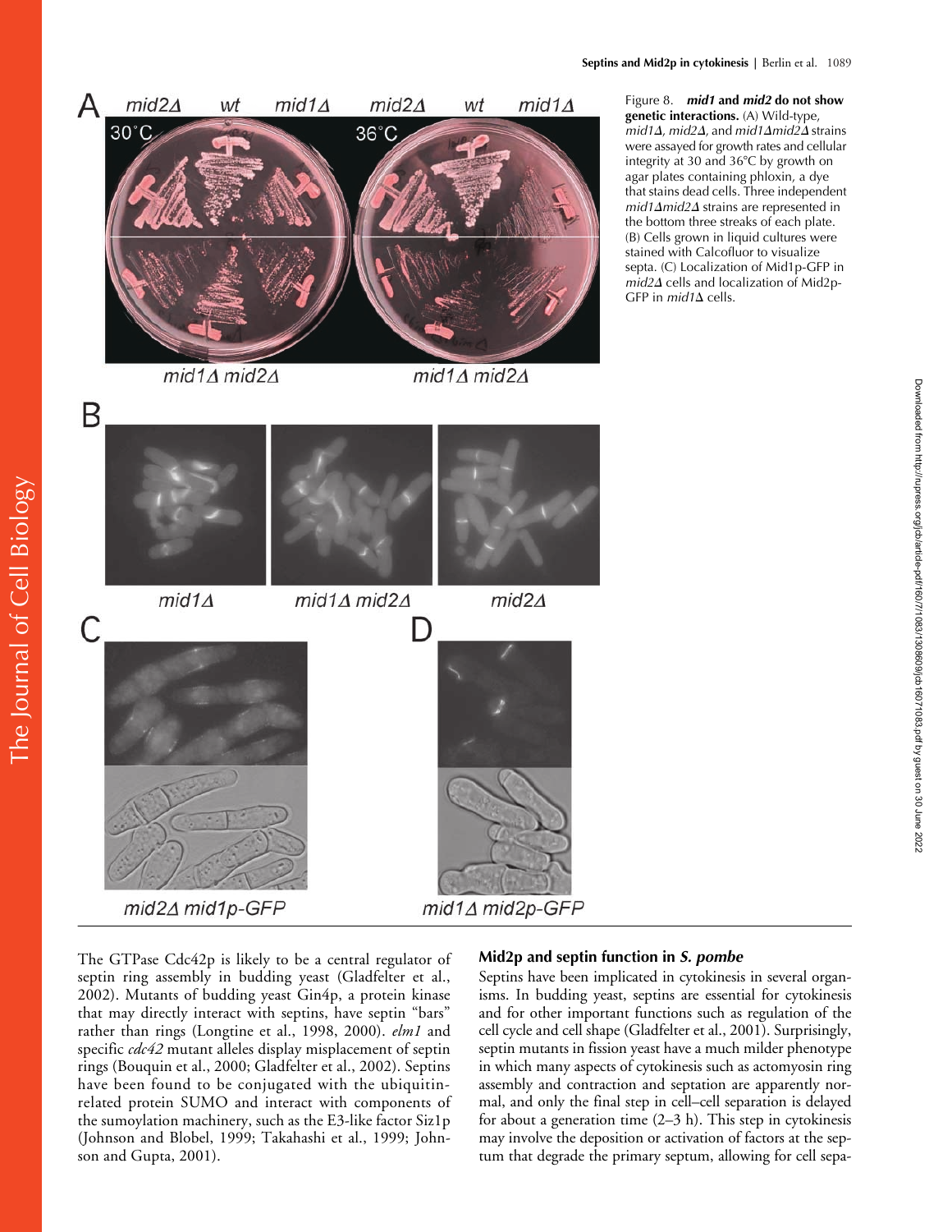Figure 8. ***mid1* and *mid2* do not show genetic interactions.** (A) Wild-type, *mid1Δ*, *mid2Δ*, and *mid1Δmid2Δ* strains were assayed for growth rates and cellular integrity at 30 and 36°C by growth on agar plates containing phloxin, a dye that stains dead cells. Three independent *mid1Δmid2Δ* strains are represented in the bottom three streaks of each plate. (B) Cells grown in liquid cultures were stained with Calcofluor to visualize septa. (C) Localization of Mid1p-GFP in *mid2Δ* cells and localization of Mid2p-GFP in *mid1Δ* cells.

The GTPase Cdc42p is likely to be a central regulator of septin ring assembly in budding yeast (Gladfelter et al., 2002). Mutants of budding yeast Gin4p, a protein kinase that may directly interact with septins, have septin "bars" rather than rings (Longtine et al., 1998, 2000). *elm1* and specific *cdc42* mutant alleles display misplacement of septin rings (Bouquin et al., 2000; Gladfelter et al., 2002). Septins have been found to be conjugated with the ubiquitin-related protein SUMO and interact with components of the sumoylation machinery, such as the E3-like factor Siz1p (Johnson and Blobel, 1999; Takahashi et al., 1999; Johnson and Gupta, 2001).

## Mid2p and septin function in *S. pombe*

Septins have been implicated in cytokinesis in several organisms. In budding yeast, septins are essential for cytokinesis and for other important functions such as regulation of the cell cycle and cell shape (Gladfelter et al., 2001). Surprisingly, septin mutants in fission yeast have a much milder phenotype in which many aspects of cytokinesis such as actomyosin ring assembly and contraction and septation are apparently normal, and only the final step in cell–cell separation is delayed for about a generation time (2–3 h). This step in cytokinesis may involve the deposition or activation of factors at the septum that degrade the primary septum, allowing for cell sepa-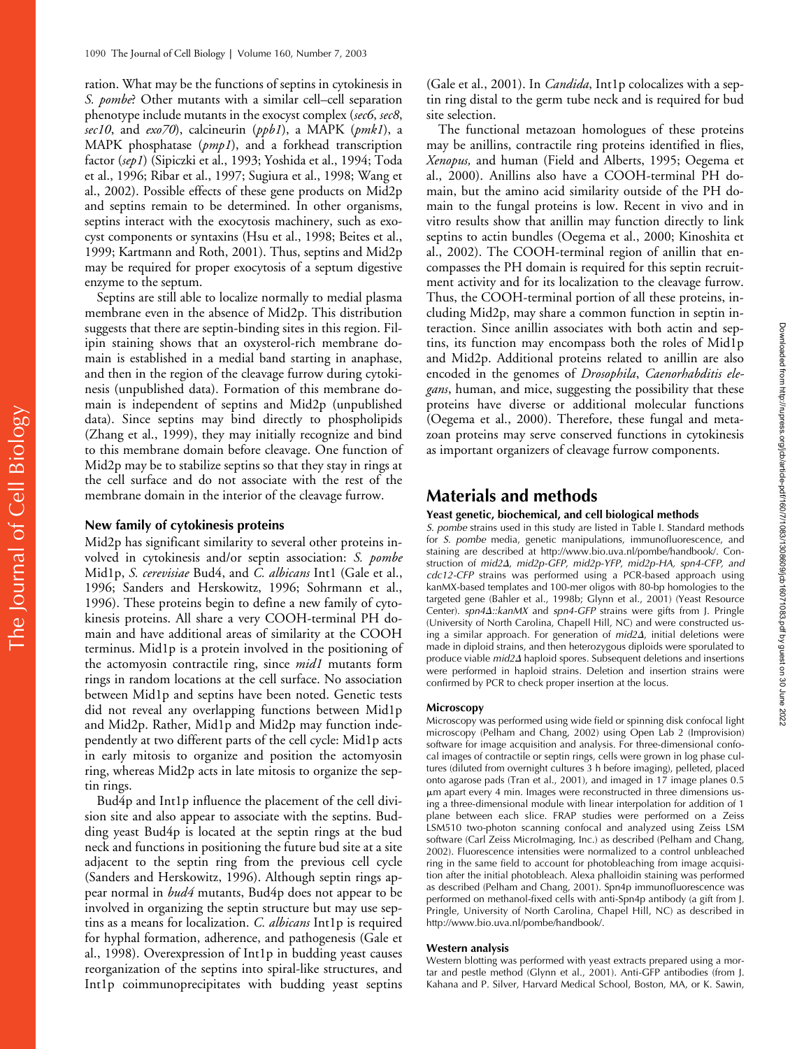ration. What may be the functions of septins in cytokinesis in *S. pombe*? Other mutants with a similar cell–cell separation phenotype include mutants in the exocyst complex (*sec6*, *sec8*, *sec10*, and *exo70*), calcineurin (*ppb1*), a MAPK (*pmk1*), a MAPK phosphatase (*pmp1*), and a forkhead transcription factor (*sep1*) (Sipiczki et al., 1993; Yoshida et al., 1994; Toda et al., 1996; Ribar et al., 1997; Sugiura et al., 1998; Wang et al., 2002). Possible effects of these gene products on Mid2p and septins remain to be determined. In other organisms, septins interact with the exocytosis machinery, such as exocyst components or syntaxins (Hsu et al., 1998; Beites et al., 1999; Kartmann and Roth, 2001). Thus, septins and Mid2p may be required for proper exocytosis of a septum digestive enzyme to the septum.

Septins are still able to localize normally to medial plasma membrane even in the absence of Mid2p. This distribution suggests that there are septin-binding sites in this region. Filipin staining shows that an oxysterol-rich membrane domain is established in a medial band starting in anaphase, and then in the region of the cleavage furrow during cytokinesis (unpublished data). Formation of this membrane domain is independent of septins and Mid2p (unpublished data). Since septins may bind directly to phospholipids (Zhang et al., 1999), they may initially recognize and bind to this membrane domain before cleavage. One function of Mid2p may be to stabilize septins so that they stay in rings at the cell surface and do not associate with the rest of the membrane domain in the interior of the cleavage furrow.

### New family of cytokinesis proteins

Mid2p has significant similarity to several other proteins involved in cytokinesis and/or septin association: *S. pombe* Mid1p, *S. cerevisiae* Bud4, and *C. albicans* Int1 (Gale et al., 1996; Sanders and Herskowitz, 1996; Sohrmann et al., 1996). These proteins begin to define a new family of cytokinesis proteins. All share a very COOH-terminal PH domain and have additional areas of similarity at the COOH terminus. Mid1p is a protein involved in the positioning of the actomyosin contractile ring, since *mid1* mutants form rings in random locations at the cell surface. No association between Mid1p and septins have been noted. Genetic tests did not reveal any overlapping functions between Mid1p and Mid2p. Rather, Mid1p and Mid2p may function independently at two different parts of the cell cycle: Mid1p acts in early mitosis to organize and position the actomyosin ring, whereas Mid2p acts in late mitosis to organize the septin rings.

Bud4p and Int1p influence the placement of the cell division site and also appear to associate with the septins. Budding yeast Bud4p is located at the septin rings at the bud neck and functions in positioning the future bud site at a site adjacent to the septin ring from the previous cell cycle (Sanders and Herskowitz, 1996). Although septin rings appear normal in *bud4* mutants, Bud4p does not appear to be involved in organizing the septin structure but may use septins as a means for localization. *C. albicans* Int1p is required for hyphal formation, adherence, and pathogenesis (Gale et al., 1998). Overexpression of Int1p in budding yeast causes reorganization of the septins into spiral-like structures, and Int1p coimmunoprecipitates with budding yeast septins (Gale et al., 2001). In *Candida*, Int1p colocalizes with a septin ring distal to the germ tube neck and is required for bud site selection.

The functional metazoan homologues of these proteins may be anillins, contractile ring proteins identified in flies, *Xenopus*, and human (Field and Alberts, 1995; Oegema et al., 2000). Anillins also have a COOH-terminal PH domain, but the amino acid similarity outside of the PH domain to the fungal proteins is low. Recent in vivo and in vitro results show that anillin may function directly to link septins to actin bundles (Oegema et al., 2000; Kinoshita et al., 2002). The COOH-terminal region of anillin that encompasses the PH domain is required for this septin recruitment activity and for its localization to the cleavage furrow. Thus, the COOH-terminal portion of all these proteins, including Mid2p, may share a common function in septin interaction. Since anillin associates with both actin and septins, its function may encompass both the roles of Mid1p and Mid2p. Additional proteins related to anillin are also encoded in the genomes of *Drosophila*, *Caenorhabditis elegans*, human, and mice, suggesting the possibility that these proteins have diverse or additional molecular functions (Oegema et al., 2000). Therefore, these fungal and metazoan proteins may serve conserved functions in cytokinesis as important organizers of cleavage furrow components.

## Materials and methods

### Yeast genetic, biochemical, and cell biological methods

*S. pombe* strains used in this study are listed in Table I. Standard methods for *S. pombe* media, genetic manipulations, immunofluorescence, and staining are described at http://www.bio.uva.nl/pombe/handbook/. Construction of *mid2Δ, mid2p-GFP, mid2p-YFP, mid2p-HA, spn4-CFP, and cdc12-CFP* strains was performed using a PCR-based approach using kanMX-based templates and 100-mer oligos with 80-bp homologies to the targeted gene (Bahler et al., 1998b; Glynn et al., 2001) (Yeast Resource Center). *spn4Δ::kanMX* and *spn4-GFP* strains were gifts from J. Pringle (University of North Carolina, Chapell Hill, NC) and were constructed using a similar approach. For generation of *mid2Δ*, initial deletions were made in diploid strains, and then heterozygous diploids were sporulated to produce viable *mid2Δ* haploid spores. Subsequent deletions and insertions were performed in haploid strains. Deletion and insertion strains were confirmed by PCR to check proper insertion at the locus.

### Microscopy

Microscopy was performed using wide field or spinning disk confocal light microscopy (Pelham and Chang, 2002) using Open Lab 2 (Improvision) software for image acquisition and analysis. For three-dimensional confocal images of contractile or septin rings, cells were grown in log phase cultures (diluted from overnight cultures 3 h before imaging), pelleted, placed onto agarose pads (Tran et al., 2001), and imaged in 17 image planes 0.5 μm apart every 4 min. Images were reconstructed in three dimensions using a three-dimensional module with linear interpolation for addition of 1 plane between each slice. FRAP studies were performed on a Zeiss LSM510 two-photon scanning confocal and analyzed using Zeiss LSM software (Carl Zeiss MicroImaging, Inc.) as described (Pelham and Chang, 2002). Fluorescence intensities were normalized to a control unbleached ring in the same field to account for photobleaching from image acquisition after the initial photobleach. Alexa phalloidin staining was performed as described (Pelham and Chang, 2001). Spn4p immunofluorescence was performed on methanol-fixed cells with anti-Spn4p antibody (a gift from J. Pringle, University of North Carolina, Chapel Hill, NC) as described in http://www.bio.uva.nl/pombe/handbook/.

### Western analysis

Western blotting was performed with yeast extracts prepared using a mortar and pestle method (Glynn et al., 2001). Anti-GFP antibodies (from J. Kahana and P. Silver, Harvard Medical School, Boston, MA, or K. Sawin,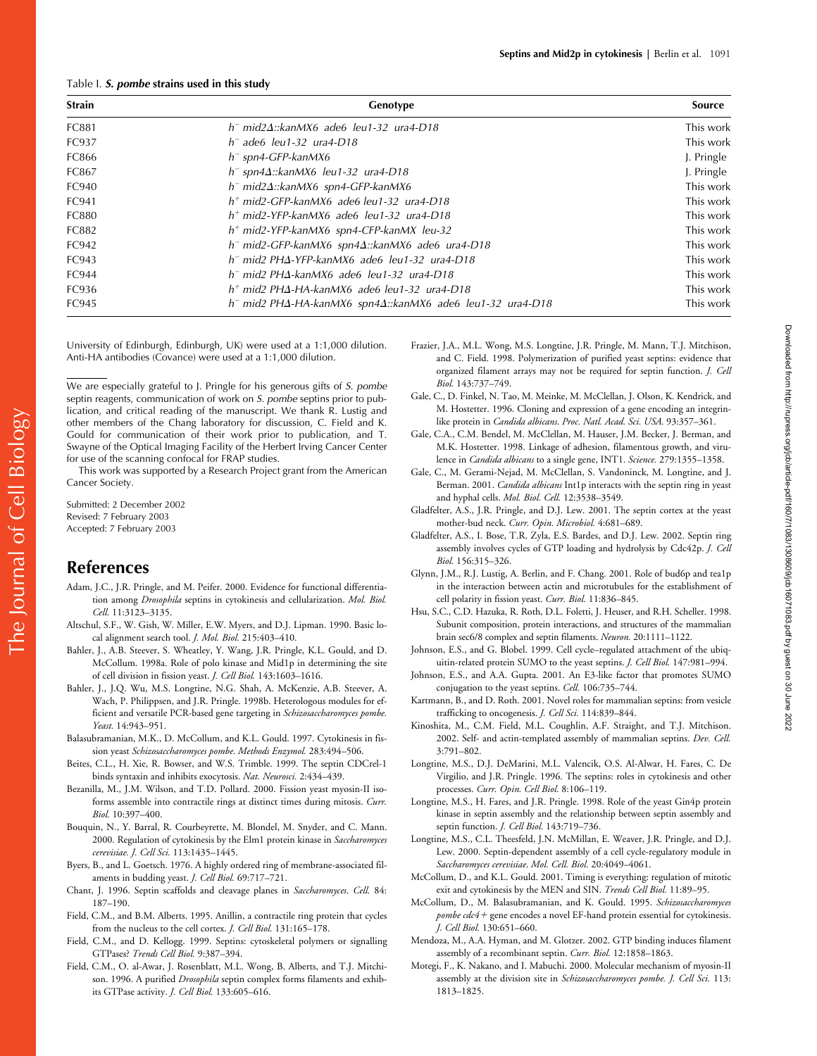Table I. ***S. pombe* strains used in this study**

| Strain | Genotype | Source |
|---|---|---|
| FC881 | *h⁻ mid2Δ::kanMX6 ade6 leu1-32 ura4-D18* | This work |
| FC937 | *h⁻ ade6 leu1-32 ura4-D18* | This work |
| FC866 | *h⁻ spn4-GFP-kanMX6* | J. Pringle |
| FC867 | *h⁻ spn4Δ::kanMX6 leu1-32 ura4-D18* | J. Pringle |
| FC940 | *h⁻ mid2Δ::kanMX6 spn4-GFP-kanMX6* | This work |
| FC941 | *h⁺ mid2-GFP-kanMX6 ade6 leu1-32 ura4-D18* | This work |
| FC880 | *h⁺ mid2-YFP-kanMX6 ade6 leu1-32 ura4-D18* | This work |
| FC882 | *h⁺ mid2-YFP-kanMX6 spn4-CFP-kanMX leu-32* | This work |
| FC942 | *h⁻ mid2-GFP-kanMX6 spn4Δ::kanMX6 ade6 ura4-D18* | This work |
| FC943 | *h⁻ mid2 PHΔ-YFP-kanMX6 ade6 leu1-32 ura4-D18* | This work |
| FC944 | *h⁻ mid2 PHΔ-kanMX6 ade6 leu1-32 ura4-D18* | This work |
| FC936 | *h⁺ mid2 PHΔ-HA-kanMX6 ade6 leu1-32 ura4-D18* | This work |
| FC945 | *h⁻ mid2 PHΔ-HA-kanMX6 spn4Δ::kanMX6 ade6 leu1-32 ura4-D18* | This work |

University of Edinburgh, Edinburgh, UK) were used at a 1:1,000 dilution. Anti-HA antibodies (Covance) were used at a 1:1,000 dilution.

We are especially grateful to J. Pringle for his generous gifts of *S. pombe* septin reagents, communication of work on *S. pombe* septins prior to publication, and critical reading of the manuscript. We thank R. Lustig and other members of the Chang laboratory for discussion, C. Field and K. Gould for communication of their work prior to publication, and T. Swayne of the Optical Imaging Facility of the Herbert Irving Cancer Center for use of the scanning confocal for FRAP studies.

This work was supported by a Research Project grant from the American Cancer Society.

Submitted: 2 December 2002
Revised: 7 February 2003
Accepted: 7 February 2003

## References

Adam, J.C., J.R. Pringle, and M. Peifer. 2000. Evidence for functional differentiation among *Drosophila* septins in cytokinesis and cellularization. *Mol. Biol. Cell.* 11:3123–3135.

Altschul, S.F., W. Gish, W. Miller, E.W. Myers, and D.J. Lipman. 1990. Basic local alignment search tool. *J. Mol. Biol.* 215:403–410.

Bahler, J., A.B. Steever, S. Wheatley, Y. Wang, J.R. Pringle, K.L. Gould, and D. McCollum. 1998a. Role of polo kinase and Mid1p in determining the site of cell division in fission yeast. *J. Cell Biol.* 143:1603–1616.

Bahler, J., J.Q. Wu, M.S. Longtine, N.G. Shah, A. McKenzie, A.B. Steever, A. Wach, P. Philippsen, and J.R. Pringle. 1998b. Heterologous modules for efficient and versatile PCR-based gene targeting in *Schizosaccharomyces pombe*. *Yeast.* 14:943–951.

Balasubramanian, M.K., D. McCollum, and K.L. Gould. 1997. Cytokinesis in fission yeast *Schizosaccharomyces pombe*. *Methods Enzymol.* 283:494–506.

Beites, C.L., H. Xie, R. Bowser, and W.S. Trimble. 1999. The septin CDCrel-1 binds syntaxin and inhibits exocytosis. *Nat. Neurosci.* 2:434–439.

Bezanilla, M., J.M. Wilson, and T.D. Pollard. 2000. Fission yeast myosin-II isoforms assemble into contractile rings at distinct times during mitosis. *Curr. Biol.* 10:397–400.

Bouquin, N., Y. Barral, R. Courbeyrette, M. Blondel, M. Snyder, and C. Mann. 2000. Regulation of cytokinesis by the Elm1 protein kinase in *Saccharomyces cerevisiae*. *J. Cell Sci.* 113:1435–1445.

Byers, B., and L. Goetsch. 1976. A highly ordered ring of membrane-associated filaments in budding yeast. *J. Cell Biol.* 69:717–721.

Chant, J. 1996. Septin scaffolds and cleavage planes in *Saccharomyces*. *Cell.* 84: 187–190.

Field, C.M., and B.M. Alberts. 1995. Anillin, a contractile ring protein that cycles from the nucleus to the cell cortex. *J. Cell Biol.* 131:165–178.

Field, C.M., and D. Kellogg. 1999. Septins: cytoskeletal polymers or signalling GTPases? *Trends Cell Biol.* 9:387–394.

Field, C.M., O. al-Awar, J. Rosenblatt, M.L. Wong, B. Alberts, and T.J. Mitchison. 1996. A purified *Drosophila* septin complex forms filaments and exhibits GTPase activity. *J. Cell Biol.* 133:605–616.

Frazier, J.A., M.L. Wong, M.S. Longtine, J.R. Pringle, M. Mann, T.J. Mitchison, and C. Field. 1998. Polymerization of purified yeast septins: evidence that organized filament arrays may not be required for septin function. *J. Cell Biol.* 143:737–749.

Gale, C., D. Finkel, N. Tao, M. Meinke, M. McClellan, J. Olson, K. Kendrick, and M. Hostetter. 1996. Cloning and expression of a gene encoding an integrin-like protein in *Candida albicans*. *Proc. Natl. Acad. Sci. USA.* 93:357–361.

Gale, C.A., C.M. Bendel, M. McClellan, M. Hauser, J.M. Becker, J. Berman, and M.K. Hostetter. 1998. Linkage of adhesion, filamentous growth, and virulence in *Candida albicans* to a single gene, INT1. *Science.* 279:1355–1358.

Gale, C., M. Gerami-Nejad, M. McClellan, S. Vandoninck, M. Longtine, and J. Berman. 2001. *Candida albicans* Int1p interacts with the septin ring in yeast and hyphal cells. *Mol. Biol. Cell.* 12:3538–3549.

Gladfelter, A.S., J.R. Pringle, and D.J. Lew. 2001. The septin cortex at the yeast mother-bud neck. *Curr. Opin. Microbiol.* 4:681–689.

Gladfelter, A.S., I. Bose, T.R. Zyla, E.S. Bardes, and D.J. Lew. 2002. Septin ring assembly involves cycles of GTP loading and hydrolysis by Cdc42p. *J. Cell Biol.* 156:315–326.

Glynn, J.M., R.J. Lustig, A. Berlin, and F. Chang. 2001. Role of bud6p and tea1p in the interaction between actin and microtubules for the establishment of cell polarity in fission yeast. *Curr. Biol.* 11:836–845.

Hsu, S.C., C.D. Hazuka, R. Roth, D.L. Foletti, J. Heuser, and R.H. Scheller. 1998. Subunit composition, protein interactions, and structures of the mammalian brain sec6/8 complex and septin filaments. *Neuron.* 20:1111–1122.

Johnson, E.S., and G. Blobel. 1999. Cell cycle–regulated attachment of the ubiquitin-related protein SUMO to the yeast septins. *J. Cell Biol.* 147:981–994.

Johnson, E.S., and A.A. Gupta. 2001. An E3-like factor that promotes SUMO conjugation to the yeast septins. *Cell.* 106:735–744.

Kartmann, B., and D. Roth. 2001. Novel roles for mammalian septins: from vesicle trafficking to oncogenesis. *J. Cell Sci.* 114:839–844.

Kinoshita, M., C.M. Field, M.L. Coughlin, A.F. Straight, and T.J. Mitchison. 2002. Self- and actin-templated assembly of mammalian septins. *Dev. Cell.* 3:791–802.

Longtine, M.S., D.J. DeMarini, M.L. Valencik, O.S. Al-Awar, H. Fares, C. De Virgilio, and J.R. Pringle. 1996. The septins: roles in cytokinesis and other processes. *Curr. Opin. Cell Biol.* 8:106–119.

Longtine, M.S., H. Fares, and J.R. Pringle. 1998. Role of the yeast Gin4p protein kinase in septin assembly and the relationship between septin assembly and septin function. *J. Cell Biol.* 143:719–736.

Longtine, M.S., C.L. Theesfeld, J.N. McMillan, E. Weaver, J.R. Pringle, and D.J. Lew. 2000. Septin-dependent assembly of a cell cycle-regulatory module in *Saccharomyces cerevisiae*. *Mol. Cell. Biol.* 20:4049–4061.

McCollum, D., and K.L. Gould. 2001. Timing is everything: regulation of mitotic exit and cytokinesis by the MEN and SIN. *Trends Cell Biol.* 11:89–95.

McCollum, D., M. Balasubramanian, and K. Gould. 1995. *Schizosaccharomyces pombe cdc4+* gene encodes a novel EF-hand protein essential for cytokinesis. *J. Cell Biol.* 130:651–660.

Mendoza, M., A.A. Hyman, and M. Glotzer. 2002. GTP binding induces filament assembly of a recombinant septin. *Curr. Biol.* 12:1858–1863.

Motegi, F., K. Nakano, and I. Mabuchi. 2000. Molecular mechanism of myosin-II assembly at the division site in *Schizosaccharomyces pombe*. *J. Cell Sci.* 113: 1813–1825.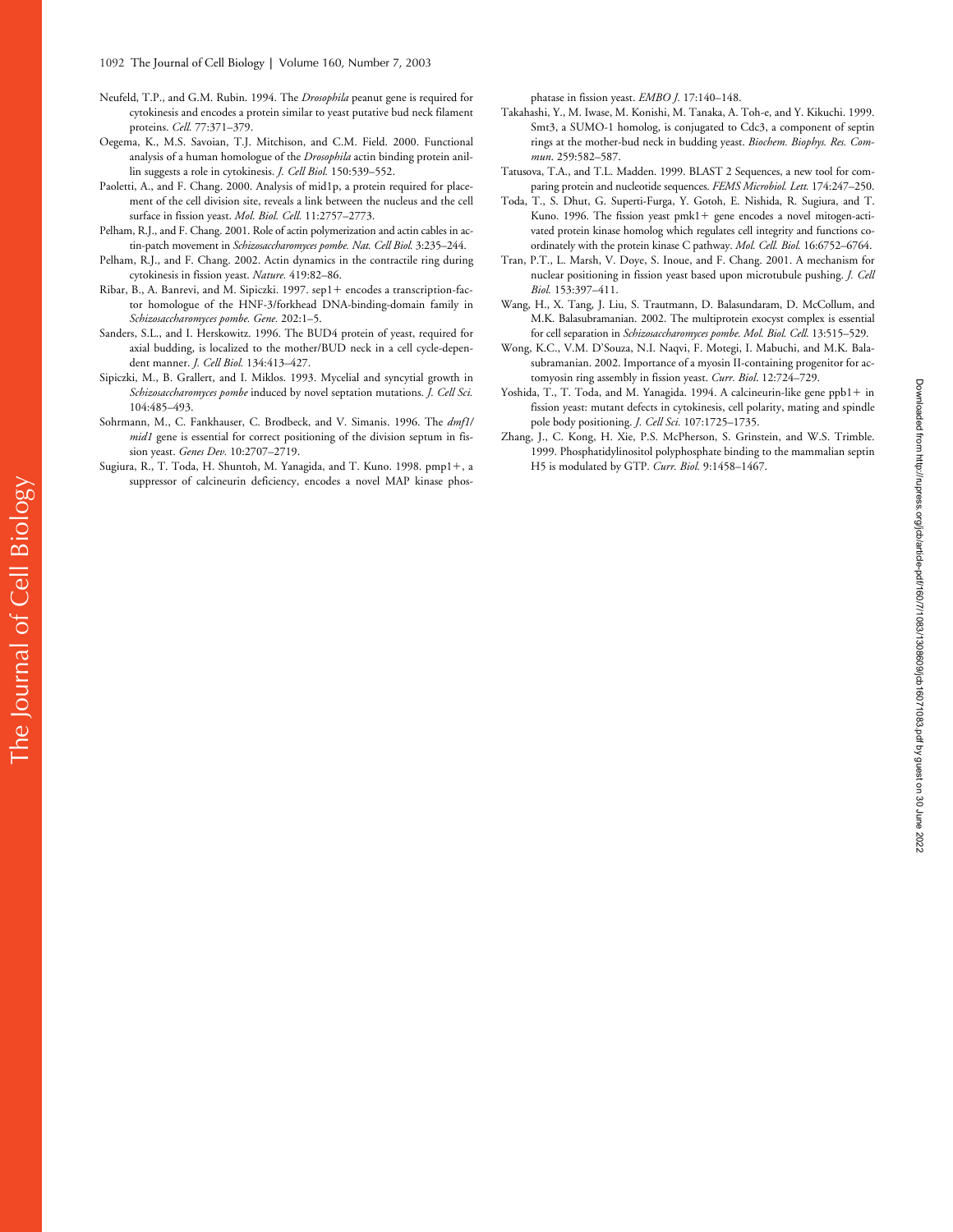Neufeld, T.P., and G.M. Rubin. 1994. The *Drosophila* peanut gene is required for cytokinesis and encodes a protein similar to yeast putative bud neck filament proteins. *Cell.* 77:371–379.

Oegema, K., M.S. Savoian, T.J. Mitchison, and C.M. Field. 2000. Functional analysis of a human homologue of the *Drosophila* actin binding protein anillin suggests a role in cytokinesis. *J. Cell Biol.* 150:539–552.

Paoletti, A., and F. Chang. 2000. Analysis of mid1p, a protein required for placement of the cell division site, reveals a link between the nucleus and the cell surface in fission yeast. *Mol. Biol. Cell.* 11:2757–2773.

Pelham, R.J., and F. Chang. 2001. Role of actin polymerization and actin cables in actin-patch movement in *Schizosaccharomyces pombe. Nat. Cell Biol.* 3:235–244.

Pelham, R.J., and F. Chang. 2002. Actin dynamics in the contractile ring during cytokinesis in fission yeast. *Nature.* 419:82–86.

Ribar, B., A. Banrevi, and M. Sipiczki. 1997. sep1+ encodes a transcription-factor homologue of the HNF-3/forkhead DNA-binding-domain family in *Schizosaccharomyces pombe. Gene.* 202:1–5.

Sanders, S.L., and I. Herskowitz. 1996. The BUD4 protein of yeast, required for axial budding, is localized to the mother/BUD neck in a cell cycle-dependent manner. *J. Cell Biol.* 134:413–427.

Sipiczki, M., B. Grallert, and I. Miklos. 1993. Mycelial and syncytial growth in *Schizosaccharomyces pombe* induced by novel septation mutations. *J. Cell Sci.* 104:485–493.

Sohrmann, M., C. Fankhauser, C. Brodbeck, and V. Simanis. 1996. The *dmf1/mid1* gene is essential for correct positioning of the division septum in fission yeast. *Genes Dev.* 10:2707–2719.

Sugiura, R., T. Toda, H. Shuntoh, M. Yanagida, and T. Kuno. 1998. pmp1+, a suppressor of calcineurin deficiency, encodes a novel MAP kinase phosphatase in fission yeast. *EMBO J.* 17:140–148.

Takahashi, Y., M. Iwase, M. Konishi, M. Tanaka, A. Toh-e, and Y. Kikuchi. 1999. Smt3, a SUMO-1 homolog, is conjugated to Cdc3, a component of septin rings at the mother-bud neck in budding yeast. *Biochem. Biophys. Res. Commun.* 259:582–587.

Tatusova, T.A., and T.L. Madden. 1999. BLAST 2 Sequences, a new tool for comparing protein and nucleotide sequences. *FEMS Microbiol. Lett.* 174:247–250.

Toda, T., S. Dhut, G. Superti-Furga, Y. Gotoh, E. Nishida, R. Sugiura, and T. Kuno. 1996. The fission yeast pmk1+ gene encodes a novel mitogen-activated protein kinase homolog which regulates cell integrity and functions coordinately with the protein kinase C pathway. *Mol. Cell. Biol.* 16:6752–6764.

Tran, P.T., L. Marsh, V. Doye, S. Inoue, and F. Chang. 2001. A mechanism for nuclear positioning in fission yeast based upon microtubule pushing. *J. Cell Biol.* 153:397–411.

Wang, H., X. Tang, J. Liu, S. Trautmann, D. Balasundaram, D. McCollum, and M.K. Balasubramanian. 2002. The multiprotein exocyst complex is essential for cell separation in *Schizosaccharomyces pombe. Mol. Biol. Cell.* 13:515–529.

Wong, K.C., V.M. D'Souza, N.I. Naqvi, F. Motegi, I. Mabuchi, and M.K. Balasubramanian. 2002. Importance of a myosin II-containing progenitor for actomyosin ring assembly in fission yeast. *Curr. Biol.* 12:724–729.

Yoshida, T., T. Toda, and M. Yanagida. 1994. A calcineurin-like gene ppb1+ in fission yeast: mutant defects in cytokinesis, cell polarity, mating and spindle pole body positioning. *J. Cell Sci.* 107:1725–1735.

Zhang, J., C. Kong, H. Xie, P.S. McPherson, S. Grinstein, and W.S. Trimble. 1999. Phosphatidylinositol polyphosphate binding to the mammalian septin H5 is modulated by GTP. *Curr. Biol.* 9:1458–1467.